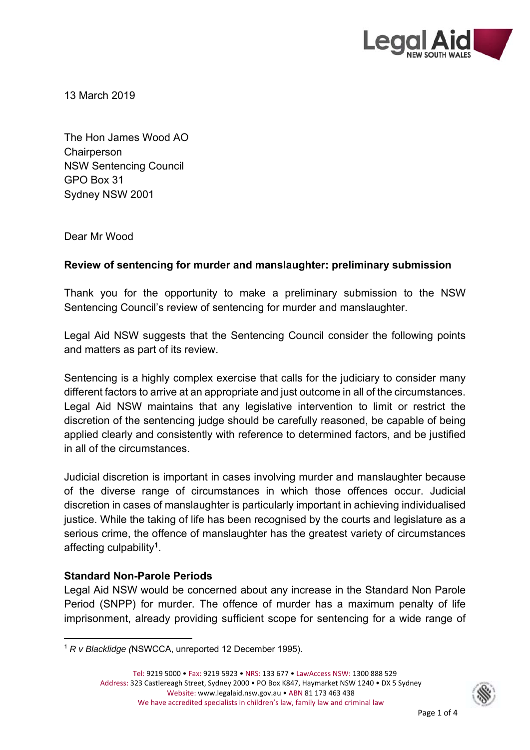13 March 2019

The Hon James Wood AO
Chairperson
NSW Sentencing Council
GPO Box 31
Sydney NSW 2001

Dear Mr Wood

**Review of sentencing for murder and manslaughter: preliminary submission**

Thank you for the opportunity to make a preliminary submission to the NSW Sentencing Council's review of sentencing for murder and manslaughter.

Legal Aid NSW suggests that the Sentencing Council consider the following points and matters as part of its review.

Sentencing is a highly complex exercise that calls for the judiciary to consider many different factors to arrive at an appropriate and just outcome in all of the circumstances. Legal Aid NSW maintains that any legislative intervention to limit or restrict the discretion of the sentencing judge should be carefully reasoned, be capable of being applied clearly and consistently with reference to determined factors, and be justified in all of the circumstances.

Judicial discretion is important in cases involving murder and manslaughter because of the diverse range of circumstances in which those offences occur. Judicial discretion in cases of manslaughter is particularly important in achieving individualised justice. While the taking of life has been recognised by the courts and legislature as a serious crime, the offence of manslaughter has the greatest variety of circumstances affecting culpability[1].

**Standard Non-Parole Periods**

Legal Aid NSW would be concerned about any increase in the Standard Non Parole Period (SNPP) for murder. The offence of murder has a maximum penalty of life imprisonment, already providing sufficient scope for sentencing for a wide range of

---

[1] *R v Blacklidge (*NSWCCA, unreported 12 December 1995).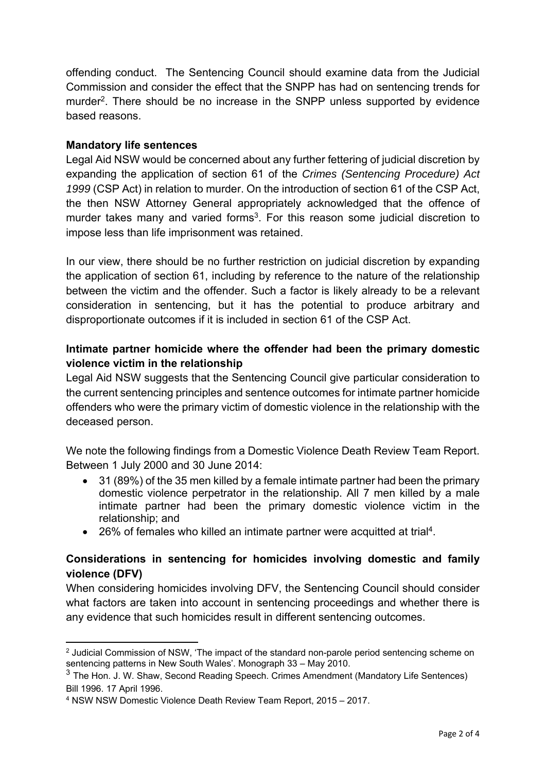offending conduct. The Sentencing Council should examine data from the Judicial Commission and consider the effect that the SNPP has had on sentencing trends for murder[2]. There should be no increase in the SNPP unless supported by evidence based reasons.

**Mandatory life sentences**

Legal Aid NSW would be concerned about any further fettering of judicial discretion by expanding the application of section 61 of the *Crimes (Sentencing Procedure) Act 1999* (CSP Act) in relation to murder. On the introduction of section 61 of the CSP Act, the then NSW Attorney General appropriately acknowledged that the offence of murder takes many and varied forms[3]. For this reason some judicial discretion to impose less than life imprisonment was retained.

In our view, there should be no further restriction on judicial discretion by expanding the application of section 61, including by reference to the nature of the relationship between the victim and the offender. Such a factor is likely already to be a relevant consideration in sentencing, but it has the potential to produce arbitrary and disproportionate outcomes if it is included in section 61 of the CSP Act.

**Intimate partner homicide where the offender had been the primary domestic violence victim in the relationship**

Legal Aid NSW suggests that the Sentencing Council give particular consideration to the current sentencing principles and sentence outcomes for intimate partner homicide offenders who were the primary victim of domestic violence in the relationship with the deceased person.

We note the following findings from a Domestic Violence Death Review Team Report. Between 1 July 2000 and 30 June 2014:

- 31 (89%) of the 35 men killed by a female intimate partner had been the primary domestic violence perpetrator in the relationship. All 7 men killed by a male intimate partner had been the primary domestic violence victim in the relationship; and
- 26% of females who killed an intimate partner were acquitted at trial[4].

**Considerations in sentencing for homicides involving domestic and family violence (DFV)**

When considering homicides involving DFV, the Sentencing Council should consider what factors are taken into account in sentencing proceedings and whether there is any evidence that such homicides result in different sentencing outcomes.

---

[2] Judicial Commission of NSW, 'The impact of the standard non-parole period sentencing scheme on sentencing patterns in New South Wales'. Monograph 33 – May 2010.

[3] The Hon. J. W. Shaw, Second Reading Speech. Crimes Amendment (Mandatory Life Sentences) Bill 1996. 17 April 1996.

[4] NSW NSW Domestic Violence Death Review Team Report, 2015 – 2017.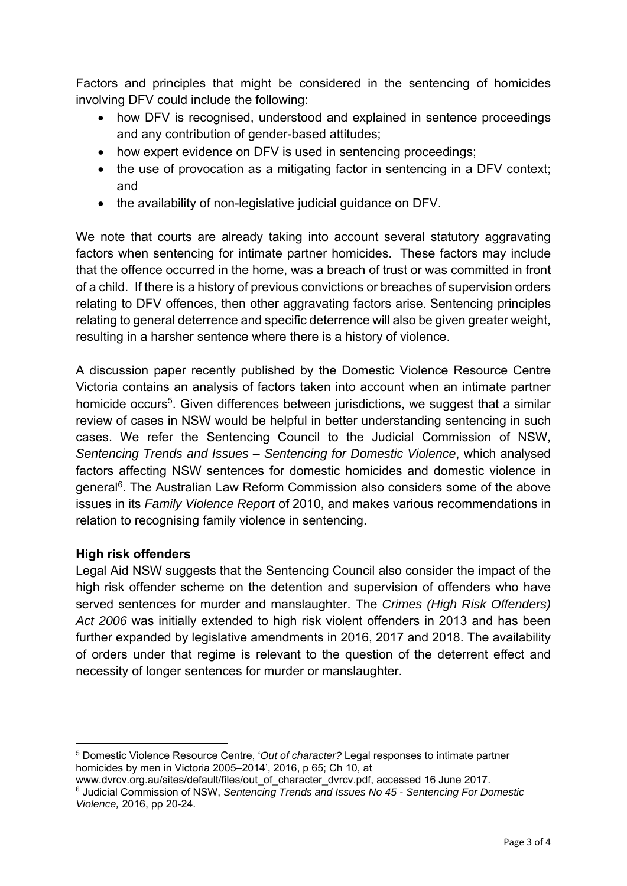Factors and principles that might be considered in the sentencing of homicides involving DFV could include the following:

- how DFV is recognised, understood and explained in sentence proceedings and any contribution of gender-based attitudes;
- how expert evidence on DFV is used in sentencing proceedings;
- the use of provocation as a mitigating factor in sentencing in a DFV context; and
- the availability of non-legislative judicial guidance on DFV.

We note that courts are already taking into account several statutory aggravating factors when sentencing for intimate partner homicides. These factors may include that the offence occurred in the home, was a breach of trust or was committed in front of a child. If there is a history of previous convictions or breaches of supervision orders relating to DFV offences, then other aggravating factors arise. Sentencing principles relating to general deterrence and specific deterrence will also be given greater weight, resulting in a harsher sentence where there is a history of violence.

A discussion paper recently published by the Domestic Violence Resource Centre Victoria contains an analysis of factors taken into account when an intimate partner homicide occurs[5]. Given differences between jurisdictions, we suggest that a similar review of cases in NSW would be helpful in better understanding sentencing in such cases. We refer the Sentencing Council to the Judicial Commission of NSW, *Sentencing Trends and Issues – Sentencing for Domestic Violence*, which analysed factors affecting NSW sentences for domestic homicides and domestic violence in general[6]. The Australian Law Reform Commission also considers some of the above issues in its *Family Violence Report* of 2010, and makes various recommendations in relation to recognising family violence in sentencing.

**High risk offenders**

Legal Aid NSW suggests that the Sentencing Council also consider the impact of the high risk offender scheme on the detention and supervision of offenders who have served sentences for murder and manslaughter. The *Crimes (High Risk Offenders) Act 2006* was initially extended to high risk violent offenders in 2013 and has been further expanded by legislative amendments in 2016, 2017 and 2018. The availability of orders under that regime is relevant to the question of the deterrent effect and necessity of longer sentences for murder or manslaughter.

---

[5] Domestic Violence Resource Centre, '*Out of character?* Legal responses to intimate partner homicides by men in Victoria 2005–2014', 2016, p 65; Ch 10, at www.dvrcv.org.au/sites/default/files/out_of_character_dvrcv.pdf, accessed 16 June 2017.

[6] Judicial Commission of NSW, *Sentencing Trends and Issues No 45 - Sentencing For Domestic Violence,* 2016, pp 20-24.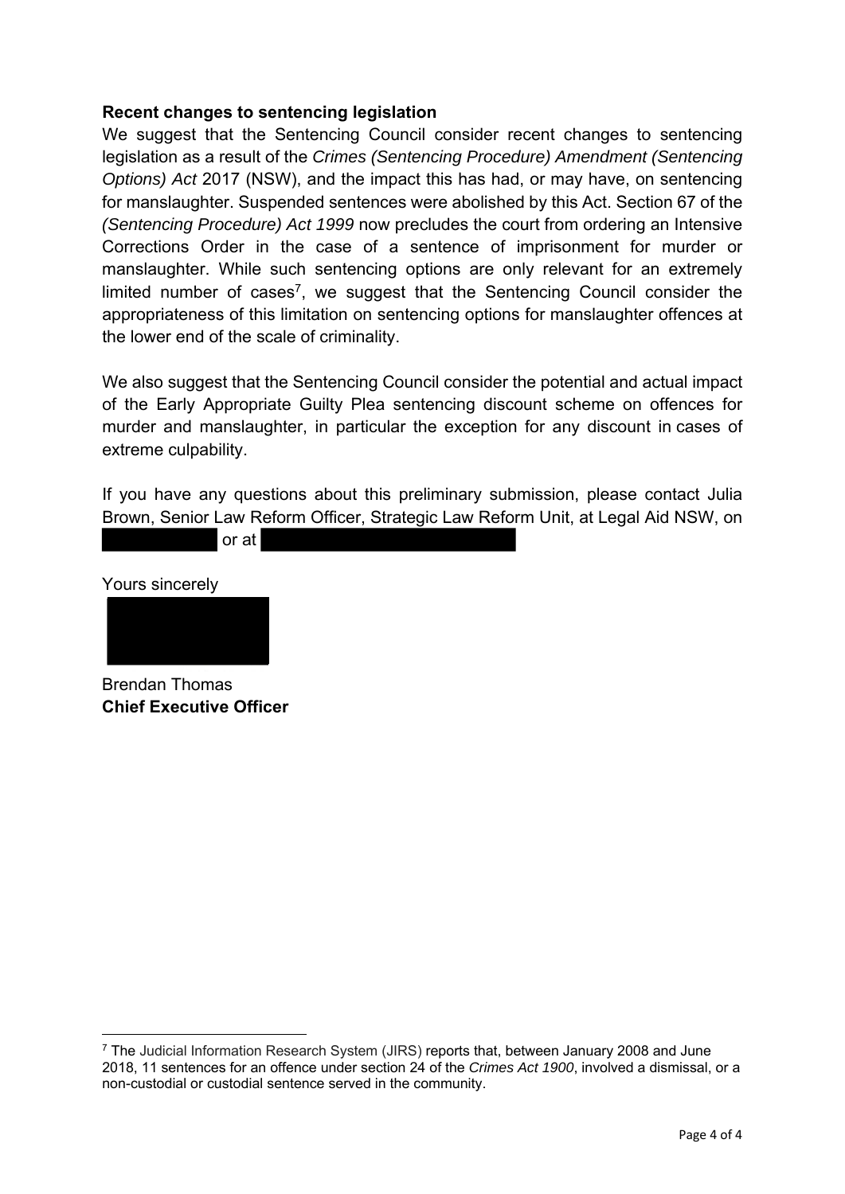**Recent changes to sentencing legislation**

We suggest that the Sentencing Council consider recent changes to sentencing legislation as a result of the *Crimes (Sentencing Procedure) Amendment (Sentencing Options) Act* 2017 (NSW), and the impact this has had, or may have, on sentencing for manslaughter. Suspended sentences were abolished by this Act. Section 67 of the *(Sentencing Procedure) Act 1999* now precludes the court from ordering an Intensive Corrections Order in the case of a sentence of imprisonment for murder or manslaughter. While such sentencing options are only relevant for an extremely limited number of cases[7], we suggest that the Sentencing Council consider the appropriateness of this limitation on sentencing options for manslaughter offences at the lower end of the scale of criminality.

We also suggest that the Sentencing Council consider the potential and actual impact of the Early Appropriate Guilty Plea sentencing discount scheme on offences for murder and manslaughter, in particular the exception for any discount in cases of extreme culpability.

If you have any questions about this preliminary submission, please contact Julia Brown, Senior Law Reform Officer, Strategic Law Reform Unit, at Legal Aid NSW, on [redacted] or at [redacted]

Yours sincerely

[redacted]

Brendan Thomas
**Chief Executive Officer**

[7] The Judicial Information Research System (JIRS) reports that, between January 2008 and June 2018, 11 sentences for an offence under section 24 of the *Crimes Act 1900*, involved a dismissal, or a non-custodial or custodial sentence served in the community.